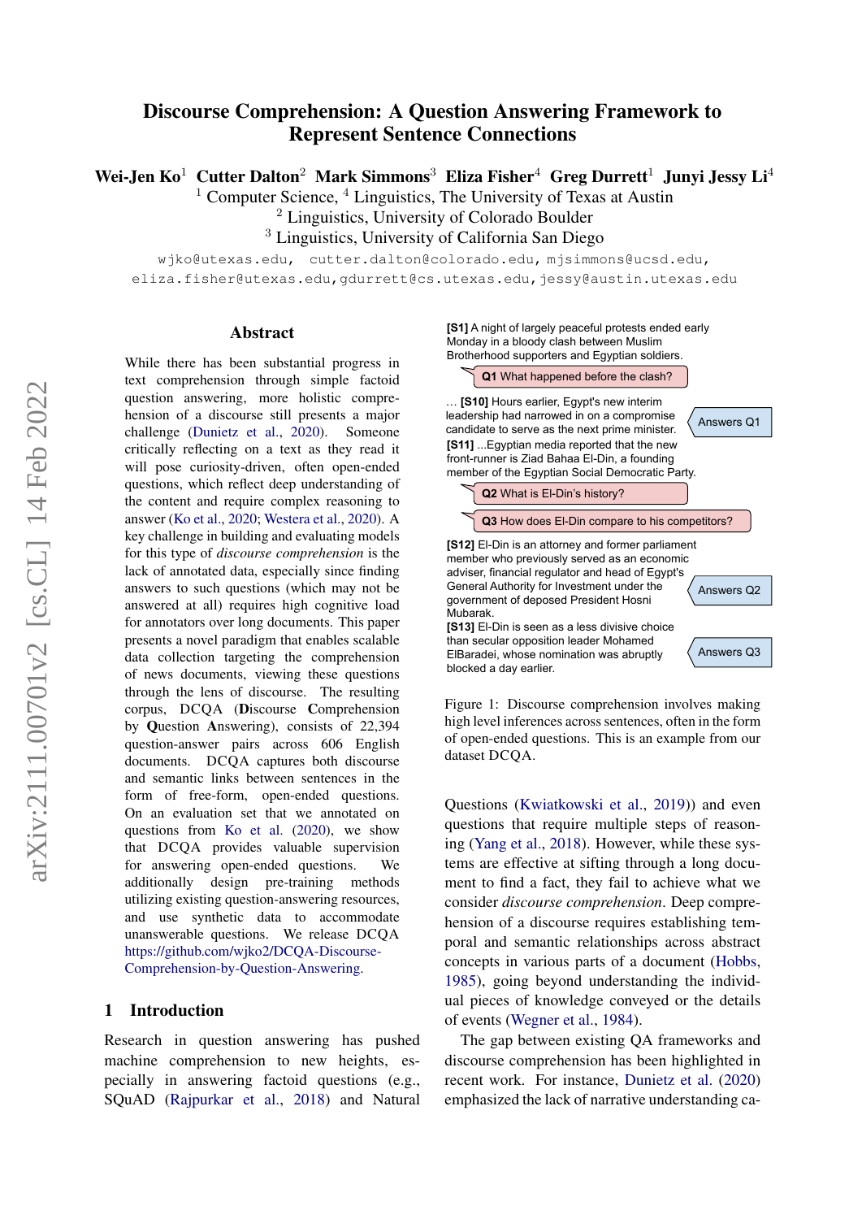# Discourse Comprehension: A Question Answering Framework to Represent Sentence Connections

**Wei-Jen Ko**[1] **Cutter Dalton**[2] **Mark Simmons**[3] **Eliza Fisher**[4] **Greg Durrett**[1] **Junyi Jessy Li**[4]

[1] Computer Science, [4] Linguistics, The University of Texas at Austin
[2] Linguistics, University of Colorado Boulder
[3] Linguistics, University of California San Diego

wjko@utexas.edu, cutter.dalton@colorado.edu, mjsimmons@ucsd.edu, eliza.fisher@utexas.edu, gdurrett@cs.utexas.edu, jessy@austin.utexas.edu

## Abstract

While there has been substantial progress in text comprehension through simple factoid question answering, more holistic comprehension of a discourse still presents a major challenge (Dunietz et al., 2020). Someone critically reflecting on a text as they read it will pose curiosity-driven, often open-ended questions, which reflect deep understanding of the content and require complex reasoning to answer (Ko et al., 2020; Westera et al., 2020). A key challenge in building and evaluating models for this type of *discourse comprehension* is the lack of annotated data, especially since finding answers to such questions (which may not be answered at all) requires high cognitive load for annotators over long documents. This paper presents a novel paradigm that enables scalable data collection targeting the comprehension of news documents, viewing these questions through the lens of discourse. The resulting corpus, DCQA (**D**iscourse **C**omprehension by **Q**uestion **A**nswering), consists of 22,394 question-answer pairs across 606 English documents. DCQA captures both discourse and semantic links between sentences in the form of free-form, open-ended questions. On an evaluation set that we annotated on questions from Ko et al. (2020), we show that DCQA provides valuable supervision for answering open-ended questions. We additionally design pre-training methods utilizing existing question-answering resources, and use synthetic data to accommodate unanswerable questions. We release DCQA https://github.com/wjko2/DCQA-Discourse-Comprehension-by-Question-Answering.

**[S1]** A night of largely peaceful protests ended early Monday in a bloody clash between Muslim Brotherhood supporters and Egyptian soldiers.

**Q1** What happened before the clash?

... **[S10]** Hours earlier, Egypt's new interim leadership had narrowed in on a compromise candidate to serve as the next prime minister. — Answers Q1

**[S11]** ...Egyptian media reported that the new front-runner is Ziad Bahaa El-Din, a founding member of the Egyptian Social Democratic Party.

**Q2** What is El-Din's history?

**Q3** How does El-Din compare to his competitors?

**[S12]** El-Din is an attorney and former parliament member who previously served as an economic adviser, financial regulator and head of Egypt's General Authority for Investment under the government of deposed President Hosni Mubarak. — Answers Q2

**[S13]** El-Din is seen as a less divisive choice than secular opposition leader Mohamed ElBaradei, whose nomination was abruptly blocked a day earlier. — Answers Q3

Figure 1: Discourse comprehension involves making high level inferences across sentences, often in the form of open-ended questions. This is an example from our dataset DCQA.

## 1 Introduction

Research in question answering has pushed machine comprehension to new heights, especially in answering factoid questions (e.g., SQuAD (Rajpurkar et al., 2018) and Natural Questions (Kwiatkowski et al., 2019)) and even questions that require multiple steps of reasoning (Yang et al., 2018). However, while these systems are effective at sifting through a long document to find a fact, they fail to achieve what we consider *discourse comprehension*. Deep comprehension of a discourse requires establishing temporal and semantic relationships across abstract concepts in various parts of a document (Hobbs, 1985), going beyond understanding the individual pieces of knowledge conveyed or the details of events (Wegner et al., 1984).

The gap between existing QA frameworks and discourse comprehension has been highlighted in recent work. For instance, Dunietz et al. (2020) emphasized the lack of narrative understanding ca-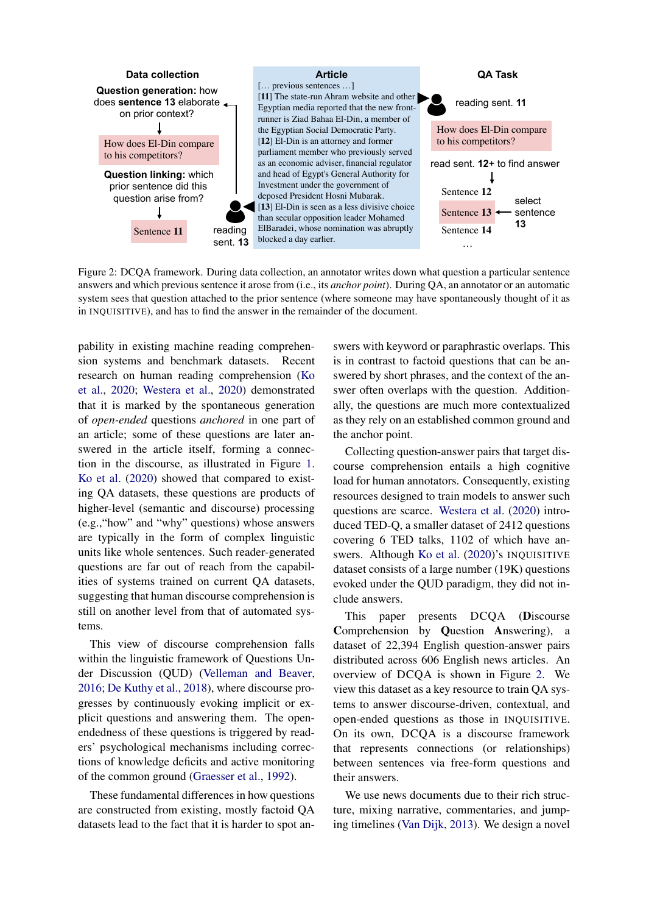Data collection

**Question generation:** how does **sentence 13** elaborate on prior context?

How does El-Din compare to his competitors?

**Question linking:** which prior sentence did this question arise from?

Sentence **11**

reading sent. **13**

**Article**

[… previous sentences …]
[**11**] The state-run Ahram website and other Egyptian media reported that the new front-runner is Ziad Bahaa El-Din, a member of the Egyptian Social Democratic Party.
[**12**] El-Din is an attorney and former parliament member who previously served as an economic adviser, financial regulator and head of Egypt's General Authority for Investment under the government of deposed President Hosni Mubarak.
[**13**] El-Din is seen as a less divisive choice than secular opposition leader Mohamed ElBaradei, whose nomination was abruptly blocked a day earlier.

**QA Task**

reading sent. **11**

How does El-Din compare to his competitors?

read sent. **12**+ to find answer

Sentence **12**
Sentence **13** ← select sentence **13**
Sentence **14**
…

Figure 2: DCQA framework. During data collection, an annotator writes down what question a particular sentence answers and which previous sentence it arose from (i.e., its *anchor point*). During QA, an annotator or an automatic system sees that question attached to the prior sentence (where someone may have spontaneously thought of it as in INQUISITIVE), and has to find the answer in the remainder of the document.

pability in existing machine reading comprehension systems and benchmark datasets. Recent research on human reading comprehension (Ko et al., 2020; Westera et al., 2020) demonstrated that it is marked by the spontaneous generation of *open-ended* questions *anchored* in one part of an article; some of these questions are later answered in the article itself, forming a connection in the discourse, as illustrated in Figure 1. Ko et al. (2020) showed that compared to existing QA datasets, these questions are products of higher-level (semantic and discourse) processing (e.g.,"how" and "why" questions) whose answers are typically in the form of complex linguistic units like whole sentences. Such reader-generated questions are far out of reach from the capabilities of systems trained on current QA datasets, suggesting that human discourse comprehension is still on another level from that of automated systems.

This view of discourse comprehension falls within the linguistic framework of Questions Under Discussion (QUD) (Velleman and Beaver, 2016; De Kuthy et al., 2018), where discourse progresses by continuously evoking implicit or explicit questions and answering them. The open-endedness of these questions is triggered by readers' psychological mechanisms including corrections of knowledge deficits and active monitoring of the common ground (Graesser et al., 1992).

These fundamental differences in how questions are constructed from existing, mostly factoid QA datasets lead to the fact that it is harder to spot answers with keyword or paraphrastic overlaps. This is in contrast to factoid questions that can be answered by short phrases, and the context of the answer often overlaps with the question. Additionally, the questions are much more contextualized as they rely on an established common ground and the anchor point.

Collecting question-answer pairs that target discourse comprehension entails a high cognitive load for human annotators. Consequently, existing resources designed to train models to answer such questions are scarce. Westera et al. (2020) introduced TED-Q, a smaller dataset of 2412 questions covering 6 TED talks, 1102 of which have answers. Although Ko et al. (2020)'s INQUISITIVE dataset consists of a large number (19K) questions evoked under the QUD paradigm, they did not include answers.

This paper presents DCQA (**D**iscourse **C**omprehension by **Q**uestion **A**nswering), a dataset of 22,394 English question-answer pairs distributed across 606 English news articles. An overview of DCQA is shown in Figure 2. We view this dataset as a key resource to train QA systems to answer discourse-driven, contextual, and open-ended questions as those in INQUISITIVE. On its own, DCQA is a discourse framework that represents connections (or relationships) between sentences via free-form questions and their answers.

We use news documents due to their rich structure, mixing narrative, commentaries, and jumping timelines (Van Dijk, 2013). We design a novel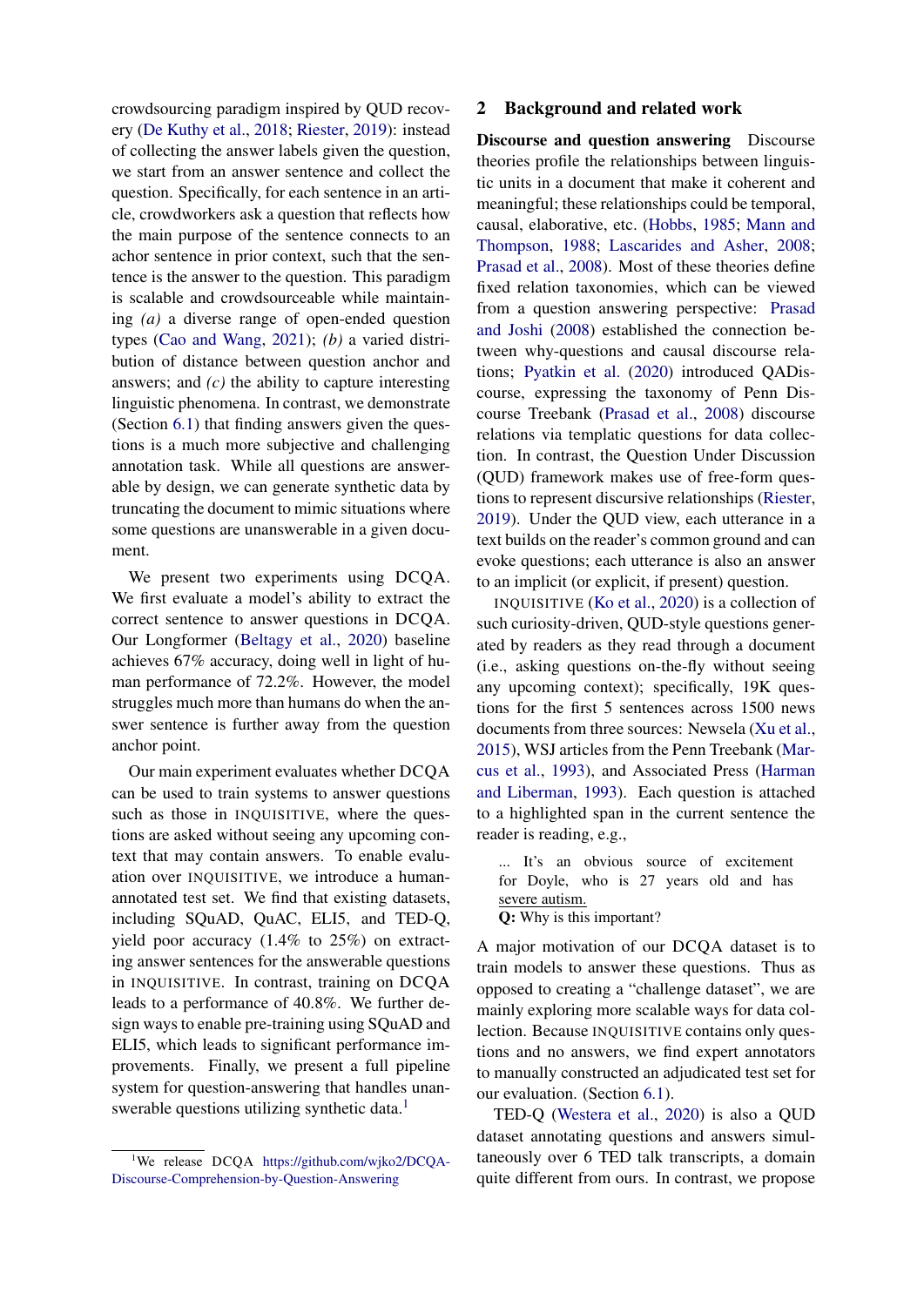crowdsourcing paradigm inspired by QUD recovery (De Kuthy et al., 2018; Riester, 2019): instead of collecting the answer labels given the question, we start from an answer sentence and collect the question. Specifically, for each sentence in an article, crowdworkers ask a question that reflects how the main purpose of the sentence connects to an achor sentence in prior context, such that the sentence is the answer to the question. This paradigm is scalable and crowdsourceable while maintaining *(a)* a diverse range of open-ended question types (Cao and Wang, 2021); *(b)* a varied distribution of distance between question anchor and answers; and *(c)* the ability to capture interesting linguistic phenomena. In contrast, we demonstrate (Section 6.1) that finding answers given the questions is a much more subjective and challenging annotation task. While all questions are answerable by design, we can generate synthetic data by truncating the document to mimic situations where some questions are unanswerable in a given document.

We present two experiments using DCQA. We first evaluate a model's ability to extract the correct sentence to answer questions in DCQA. Our Longformer (Beltagy et al., 2020) baseline achieves 67% accuracy, doing well in light of human performance of 72.2%. However, the model struggles much more than humans do when the answer sentence is further away from the question anchor point.

Our main experiment evaluates whether DCQA can be used to train systems to answer questions such as those in INQUISITIVE, where the questions are asked without seeing any upcoming context that may contain answers. To enable evaluation over INQUISITIVE, we introduce a human-annotated test set. We find that existing datasets, including SQuAD, QuAC, ELI5, and TED-Q, yield poor accuracy (1.4% to 25%) on extracting answer sentences for the answerable questions in INQUISITIVE. In contrast, training on DCQA leads to a performance of 40.8%. We further design ways to enable pre-training using SQuAD and ELI5, which leads to significant performance improvements. Finally, we present a full pipeline system for question-answering that handles unanswerable questions utilizing synthetic data.[1]

[1] We release DCQA https://github.com/wjko2/DCQA-Discourse-Comprehension-by-Question-Answering

## 2 Background and related work

**Discourse and question answering** Discourse theories profile the relationships between linguistic units in a document that make it coherent and meaningful; these relationships could be temporal, causal, elaborative, etc. (Hobbs, 1985; Mann and Thompson, 1988; Lascarides and Asher, 2008; Prasad et al., 2008). Most of these theories define fixed relation taxonomies, which can be viewed from a question answering perspective: Prasad and Joshi (2008) established the connection between why-questions and causal discourse relations; Pyatkin et al. (2020) introduced QADiscourse, expressing the taxonomy of Penn Discourse Treebank (Prasad et al., 2008) discourse relations via templatic questions for data collection. In contrast, the Question Under Discussion (QUD) framework makes use of free-form questions to represent discursive relationships (Riester, 2019). Under the QUD view, each utterance in a text builds on the reader's common ground and can evoke questions; each utterance is also an answer to an implicit (or explicit, if present) question.

INQUISITIVE (Ko et al., 2020) is a collection of such curiosity-driven, QUD-style questions generated by readers as they read through a document (i.e., asking questions on-the-fly without seeing any upcoming context); specifically, 19K questions for the first 5 sentences across 1500 news documents from three sources: Newsela (Xu et al., 2015), WSJ articles from the Penn Treebank (Marcus et al., 1993), and Associated Press (Harman and Liberman, 1993). Each question is attached to a highlighted span in the current sentence the reader is reading, e.g.,

> ... It's an obvious source of excitement for Doyle, who is 27 years old and has <u>severe autism.</u>
> **Q:** Why is this important?

A major motivation of our DCQA dataset is to train models to answer these questions. Thus as opposed to creating a "challenge dataset", we are mainly exploring more scalable ways for data collection. Because INQUISITIVE contains only questions and no answers, we find expert annotators to manually constructed an adjudicated test set for our evaluation. (Section 6.1).

TED-Q (Westera et al., 2020) is also a QUD dataset annotating questions and answers simultaneously over 6 TED talk transcripts, a domain quite different from ours. In contrast, we propose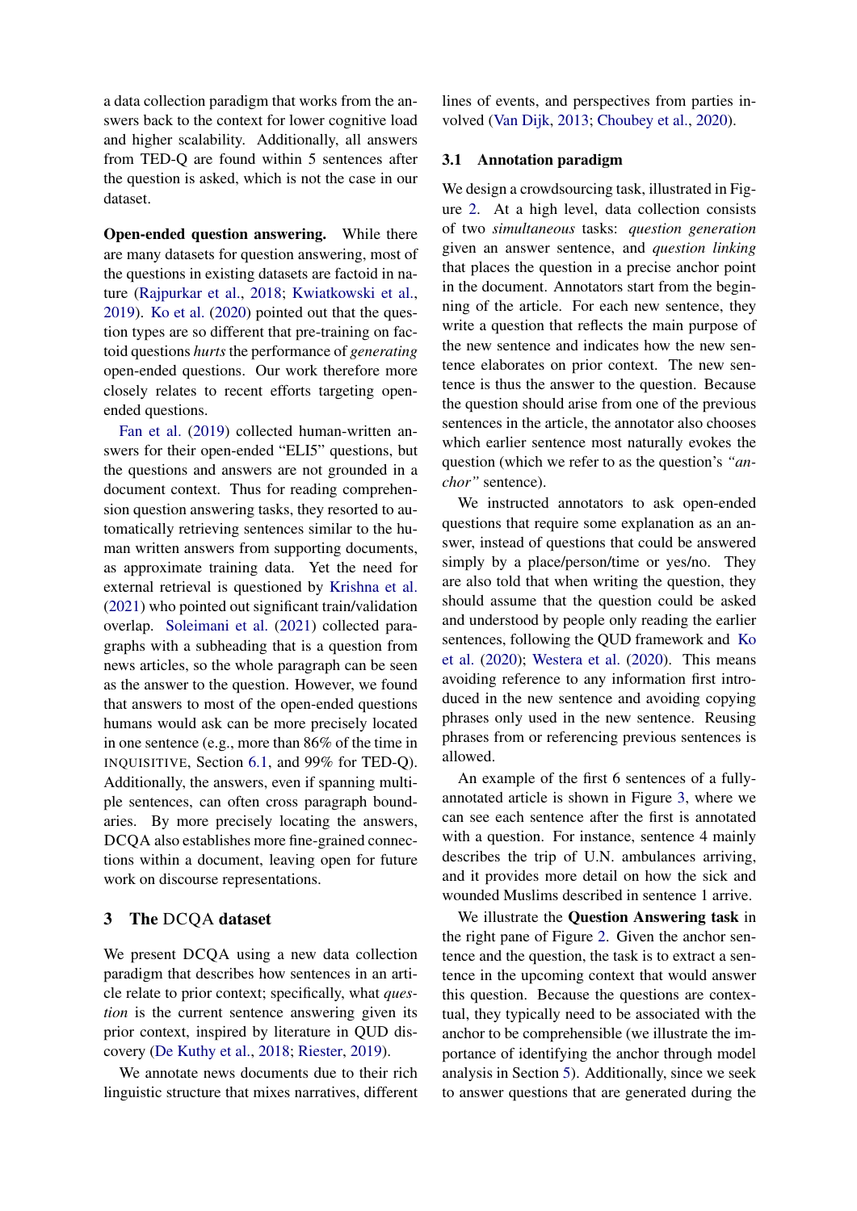a data collection paradigm that works from the answers back to the context for lower cognitive load and higher scalability. Additionally, all answers from TED-Q are found within 5 sentences after the question is asked, which is not the case in our dataset.

**Open-ended question answering.** While there are many datasets for question answering, most of the questions in existing datasets are factoid in nature (Rajpurkar et al., 2018; Kwiatkowski et al., 2019). Ko et al. (2020) pointed out that the question types are so different that pre-training on factoid questions *hurts* the performance of *generating* open-ended questions. Our work therefore more closely relates to recent efforts targeting open-ended questions.

Fan et al. (2019) collected human-written answers for their open-ended "ELI5" questions, but the questions and answers are not grounded in a document context. Thus for reading comprehension question answering tasks, they resorted to automatically retrieving sentences similar to the human written answers from supporting documents, as approximate training data. Yet the need for external retrieval is questioned by Krishna et al. (2021) who pointed out significant train/validation overlap. Soleimani et al. (2021) collected paragraphs with a subheading that is a question from news articles, so the whole paragraph can be seen as the answer to the question. However, we found that answers to most of the open-ended questions humans would ask can be more precisely located in one sentence (e.g., more than 86% of the time in INQUISITIVE, Section 6.1, and 99% for TED-Q). Additionally, the answers, even if spanning multiple sentences, can often cross paragraph boundaries. By more precisely locating the answers, DCQA also establishes more fine-grained connections within a document, leaving open for future work on discourse representations.

## 3 The DCQA dataset

We present DCQA using a new data collection paradigm that describes how sentences in an article relate to prior context; specifically, what *question* is the current sentence answering given its prior context, inspired by literature in QUD discovery (De Kuthy et al., 2018; Riester, 2019).

We annotate news documents due to their rich linguistic structure that mixes narratives, different lines of events, and perspectives from parties involved (Van Dijk, 2013; Choubey et al., 2020).

### 3.1 Annotation paradigm

We design a crowdsourcing task, illustrated in Figure 2. At a high level, data collection consists of two *simultaneous* tasks: *question generation* given an answer sentence, and *question linking* that places the question in a precise anchor point in the document. Annotators start from the beginning of the article. For each new sentence, they write a question that reflects the main purpose of the new sentence and indicates how the new sentence elaborates on prior context. The new sentence is thus the answer to the question. Because the question should arise from one of the previous sentences in the article, the annotator also chooses which earlier sentence most naturally evokes the question (which we refer to as the question's *"anchor"* sentence).

We instructed annotators to ask open-ended questions that require some explanation as an answer, instead of questions that could be answered simply by a place/person/time or yes/no. They are also told that when writing the question, they should assume that the question could be asked and understood by people only reading the earlier sentences, following the QUD framework and Ko et al. (2020); Westera et al. (2020). This means avoiding reference to any information first introduced in the new sentence and avoiding copying phrases only used in the new sentence. Reusing phrases from or referencing previous sentences is allowed.

An example of the first 6 sentences of a fully-annotated article is shown in Figure 3, where we can see each sentence after the first is annotated with a question. For instance, sentence 4 mainly describes the trip of U.N. ambulances arriving, and it provides more detail on how the sick and wounded Muslims described in sentence 1 arrive.

We illustrate the **Question Answering task** in the right pane of Figure 2. Given the anchor sentence and the question, the task is to extract a sentence in the upcoming context that would answer this question. Because the questions are contextual, they typically need to be associated with the anchor to be comprehensible (we illustrate the importance of identifying the anchor through model analysis in Section 5). Additionally, since we seek to answer questions that are generated during the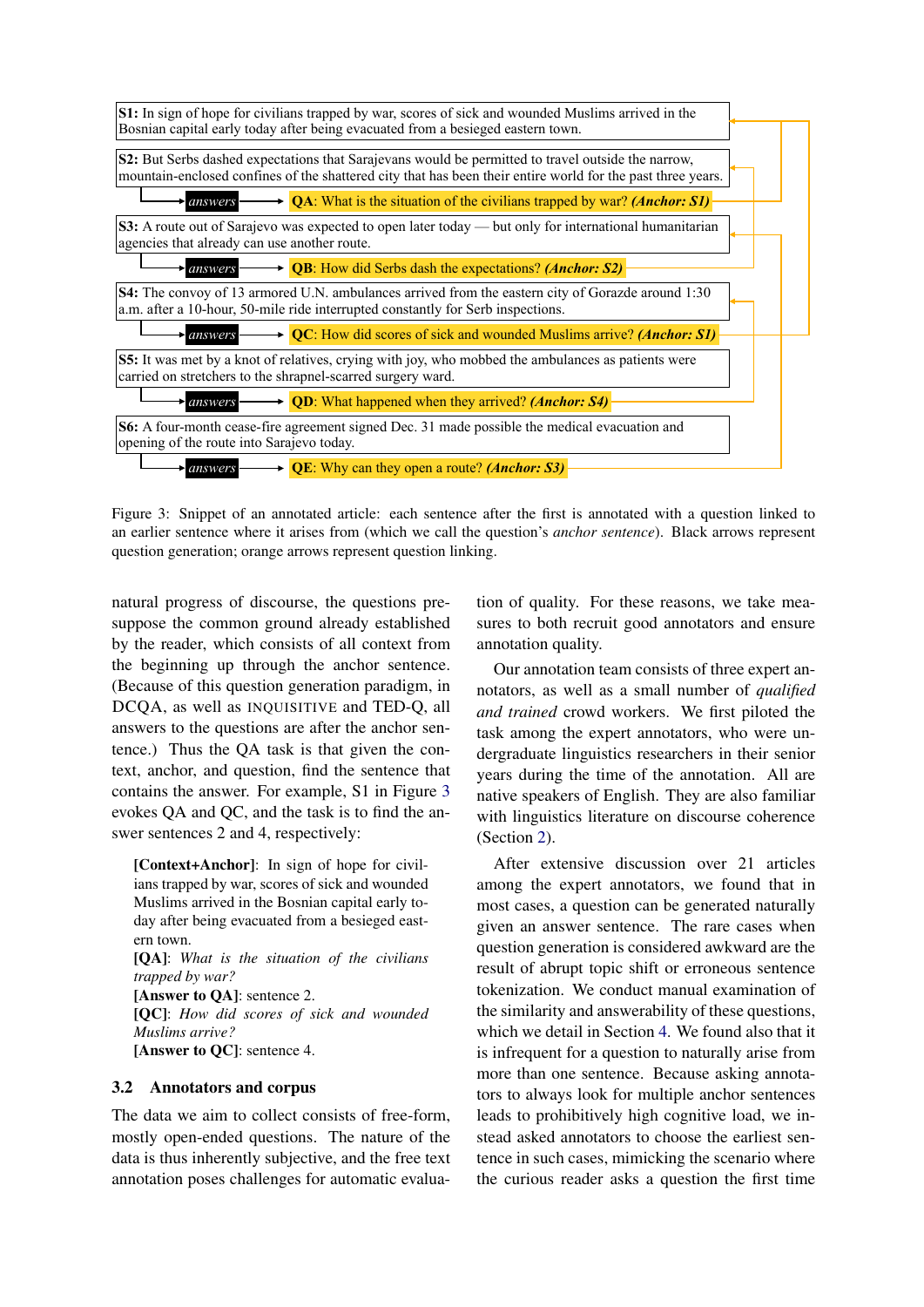**S1:** In sign of hope for civilians trapped by war, scores of sick and wounded Muslims arrived in the Bosnian capital early today after being evacuated from a besieged eastern town.

**S2:** But Serbs dashed expectations that Sarajevans would be permitted to travel outside the narrow, mountain-enclosed confines of the shattered city that has been their entire world for the past three years.

*answers* → **QA**: What is the situation of the civilians trapped by war? ***(Anchor: S1)***

**S3:** A route out of Sarajevo was expected to open later today — but only for international humanitarian agencies that already can use another route.

*answers* → **QB**: How did Serbs dash the expectations? ***(Anchor: S2)***

**S4:** The convoy of 13 armored U.N. ambulances arrived from the eastern city of Gorazde around 1:30 a.m. after a 10-hour, 50-mile ride interrupted constantly for Serb inspections.

*answers* → **QC**: How did scores of sick and wounded Muslims arrive? ***(Anchor: S1)***

**S5:** It was met by a knot of relatives, crying with joy, who mobbed the ambulances as patients were carried on stretchers to the shrapnel-scarred surgery ward.

*answers* → **QD**: What happened when they arrived? ***(Anchor: S4)***

**S6:** A four-month cease-fire agreement signed Dec. 31 made possible the medical evacuation and opening of the route into Sarajevo today.

*answers* → **QE**: Why can they open a route? ***(Anchor: S3)***

Figure 3: Snippet of an annotated article: each sentence after the first is annotated with a question linked to an earlier sentence where it arises from (which we call the question's *anchor sentence*). Black arrows represent question generation; orange arrows represent question linking.

natural progress of discourse, the questions presuppose the common ground already established by the reader, which consists of all context from the beginning up through the anchor sentence. (Because of this question generation paradigm, in DCQA, as well as INQUISITIVE and TED-Q, all answers to the questions are after the anchor sentence.) Thus the QA task is that given the context, anchor, and question, find the sentence that contains the answer. For example, S1 in Figure 3 evokes QA and QC, and the task is to find the answer sentences 2 and 4, respectively:

> **[Context+Anchor]**: In sign of hope for civilians trapped by war, scores of sick and wounded Muslims arrived in the Bosnian capital early today after being evacuated from a besieged eastern town.
> **[QA]**: *What is the situation of the civilians trapped by war?*
> **[Answer to QA]**: sentence 2.
> **[QC]**: *How did scores of sick and wounded Muslims arrive?*
> **[Answer to QC]**: sentence 4.

### 3.2 Annotators and corpus

The data we aim to collect consists of free-form, mostly open-ended questions. The nature of the data is thus inherently subjective, and the free text annotation poses challenges for automatic evaluation of quality. For these reasons, we take measures to both recruit good annotators and ensure annotation quality.

Our annotation team consists of three expert annotators, as well as a small number of *qualified and trained* crowd workers. We first piloted the task among the expert annotators, who were undergraduate linguistics researchers in their senior years during the time of the annotation. All are native speakers of English. They are also familiar with linguistics literature on discourse coherence (Section 2).

After extensive discussion over 21 articles among the expert annotators, we found that in most cases, a question can be generated naturally given an answer sentence. The rare cases when question generation is considered awkward are the result of abrupt topic shift or erroneous sentence tokenization. We conduct manual examination of the similarity and answerability of these questions, which we detail in Section 4. We found also that it is infrequent for a question to naturally arise from more than one sentence. Because asking annotators to always look for multiple anchor sentences leads to prohibitively high cognitive load, we instead asked annotators to choose the earliest sentence in such cases, mimicking the scenario where the curious reader asks a question the first time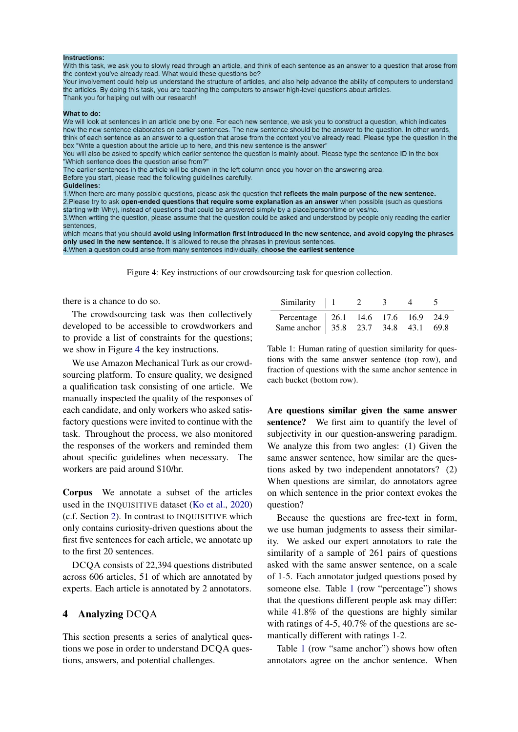**Instructions:**
With this task, we ask you to slowly read through an article, and think of each sentence as an answer to a question that arose from the context you've already read. What would these questions be?
Your involvement could help us understand the structure of articles, and also help advance the ability of computers to understand the articles. By doing this task, you are teaching the computers to answer high-level questions about articles.
Thank you for helping out with our research!

**What to do:**
We will look at sentences in an article one by one. For each new sentence, we ask you to construct a question, which indicates how the new sentence elaborates on earlier sentences. The new sentence should be the answer to the question. In other words, think of each sentence as an answer to a question that arose from the context you've already read. Please type the question in the box "Write a question about the article up to here, and this new sentence is the answer"
You will also be asked to specify which earlier sentence the question is mainly about. Please type the sentence ID in the box "Which sentence does the question arise from?"
The earlier sentences in the article will be shown in the left column once you hover on the answering area.
Before you start, please read the following guidelines carefully.
**Guidelines:**
1.When there are many possible questions, please ask the question that **reflects the main purpose of the new sentence.**
2.Please try to ask **open-ended questions that require some explanation as an answer** when possible (such as questions starting with Why), instead of questions that could be answered simply by a place/person/time or yes/no.
3.When writing the question, please assume that the question could be asked and understood by people only reading the earlier sentences,
which means that you should **avoid using information first introduced in the new sentence, and avoid copying the phrases only used in the new sentence.** It is allowed to reuse the phrases in previous sentences.
4.When a question could arise from many sentences individually, **choose the earliest sentence**

Figure 4: Key instructions of our crowdsourcing task for question collection.

there is a chance to do so.

The crowdsourcing task was then collectively developed to be accessible to crowdworkers and to provide a list of constraints for the questions; we show in Figure 4 the key instructions.

We use Amazon Mechanical Turk as our crowdsourcing platform. To ensure quality, we designed a qualification task consisting of one article. We manually inspected the quality of the responses of each candidate, and only workers who asked satisfactory questions were invited to continue with the task. Throughout the process, we also monitored the responses of the workers and reminded them about specific guidelines when necessary. The workers are paid around $10/hr.

**Corpus** We annotate a subset of the articles used in the INQUISITIVE dataset (Ko et al., 2020) (c.f. Section 2). In contrast to INQUISITIVE which only contains curiosity-driven questions about the first five sentences for each article, we annotate up to the first 20 sentences.

DCQA consists of 22,394 questions distributed across 606 articles, 51 of which are annotated by experts. Each article is annotated by 2 annotators.

## 4 Analyzing DCQA

This section presents a series of analytical questions we pose in order to understand DCQA questions, answers, and potential challenges.

| Similarity | 1 | 2 | 3 | 4 | 5 |
|---|---|---|---|---|---|
| Percentage | 26.1 | 14.6 | 17.6 | 16.9 | 24.9 |
| Same anchor | 35.8 | 23.7 | 34.8 | 43.1 | 69.8 |

Table 1: Human rating of question similarity for questions with the same answer sentence (top row), and fraction of questions with the same anchor sentence in each bucket (bottom row).

**Are questions similar given the same answer sentence?** We first aim to quantify the level of subjectivity in our question-answering paradigm. We analyze this from two angles: (1) Given the same answer sentence, how similar are the questions asked by two independent annotators? (2) When questions are similar, do annotators agree on which sentence in the prior context evokes the question?

Because the questions are free-text in form, we use human judgments to assess their similarity. We asked our expert annotators to rate the similarity of a sample of 261 pairs of questions asked with the same answer sentence, on a scale of 1-5. Each annotator judged questions posed by someone else. Table 1 (row "percentage") shows that the questions different people ask may differ: while 41.8% of the questions are highly similar with ratings of 4-5, 40.7% of the questions are semantically different with ratings 1-2.

Table 1 (row "same anchor") shows how often annotators agree on the anchor sentence. When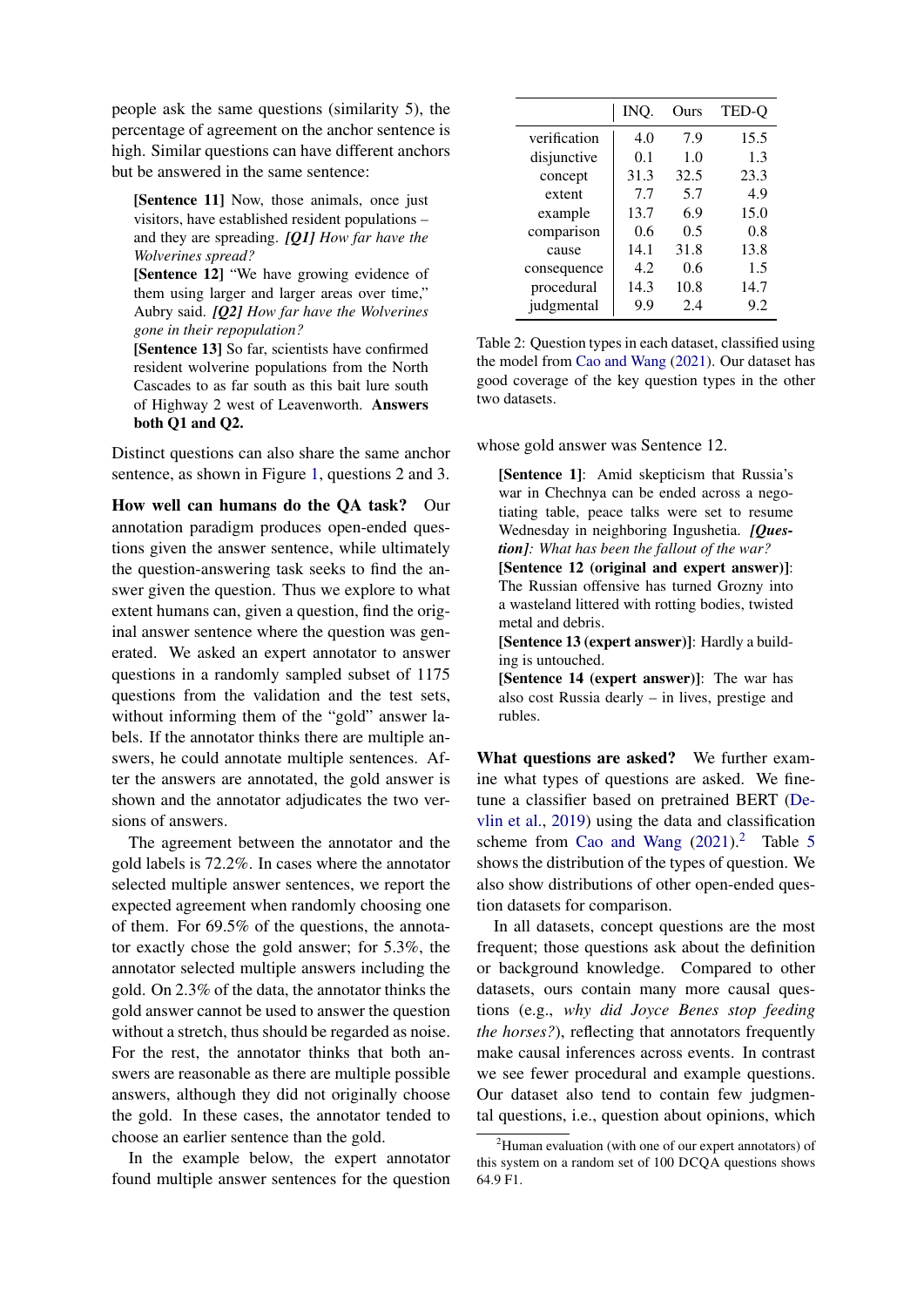people ask the same questions (similarity 5), the percentage of agreement on the anchor sentence is high. Similar questions can have different anchors but be answered in the same sentence:

> **[Sentence 11]** Now, those animals, once just visitors, have established resident populations – and they are spreading. ***[Q1]*** *How far have the Wolverines spread?*
> **[Sentence 12]** "We have growing evidence of them using larger and larger areas over time," Aubry said. ***[Q2]*** *How far have the Wolverines gone in their repopulation?*
> **[Sentence 13]** So far, scientists have confirmed resident wolverine populations from the North Cascades to as far south as this bait lure south of Highway 2 west of Leavenworth. **Answers both Q1 and Q2.**

Distinct questions can also share the same anchor sentence, as shown in Figure 1, questions 2 and 3.

**How well can humans do the QA task?** Our annotation paradigm produces open-ended questions given the answer sentence, while ultimately the question-answering task seeks to find the answer given the question. Thus we explore to what extent humans can, given a question, find the original answer sentence where the question was generated. We asked an expert annotator to answer questions in a randomly sampled subset of 1175 questions from the validation and the test sets, without informing them of the "gold" answer labels. If the annotator thinks there are multiple answers, he could annotate multiple sentences. After the answers are annotated, the gold answer is shown and the annotator adjudicates the two versions of answers.

The agreement between the annotator and the gold labels is 72.2%. In cases where the annotator selected multiple answer sentences, we report the expected agreement when randomly choosing one of them. For 69.5% of the questions, the annotator exactly chose the gold answer; for 5.3%, the annotator selected multiple answers including the gold. On 2.3% of the data, the annotator thinks the gold answer cannot be used to answer the question without a stretch, thus should be regarded as noise. For the rest, the annotator thinks that both answers are reasonable as there are multiple possible answers, although they did not originally choose the gold. In these cases, the annotator tended to choose an earlier sentence than the gold.

In the example below, the expert annotator found multiple answer sentences for the question whose gold answer was Sentence 12.

> **[Sentence 1]**: Amid skepticism that Russia's war in Chechnya can be ended across a negotiating table, peace talks were set to resume Wednesday in neighboring Ingushetia. ***[Question]****: What has been the fallout of the war?*
> **[Sentence 12 (original and expert answer)]**: The Russian offensive has turned Grozny into a wasteland littered with rotting bodies, twisted metal and debris.
> **[Sentence 13 (expert answer)]**: Hardly a building is untouched.
> **[Sentence 14 (expert answer)]**: The war has also cost Russia dearly – in lives, prestige and rubles.

| | INQ. | Ours | TED-Q |
|---|---|---|---|
| verification | 4.0 | 7.9 | 15.5 |
| disjunctive | 0.1 | 1.0 | 1.3 |
| concept | 31.3 | 32.5 | 23.3 |
| extent | 7.7 | 5.7 | 4.9 |
| example | 13.7 | 6.9 | 15.0 |
| comparison | 0.6 | 0.5 | 0.8 |
| cause | 14.1 | 31.8 | 13.8 |
| consequence | 4.2 | 0.6 | 1.5 |
| procedural | 14.3 | 10.8 | 14.7 |
| judgmental | 9.9 | 2.4 | 9.2 |

Table 2: Question types in each dataset, classified using the model from Cao and Wang (2021). Our dataset has good coverage of the key question types in the other two datasets.

**What questions are asked?** We further examine what types of questions are asked. We finetune a classifier based on pretrained BERT (Devlin et al., 2019) using the data and classification scheme from Cao and Wang (2021).[2] Table 5 shows the distribution of the types of question. We also show distributions of other open-ended question datasets for comparison.

In all datasets, concept questions are the most frequent; those questions ask about the definition or background knowledge. Compared to other datasets, ours contain many more causal questions (e.g., *why did Joyce Benes stop feeding the horses?*), reflecting that annotators frequently make causal inferences across events. In contrast we see fewer procedural and example questions. Our dataset also tend to contain few judgmental questions, i.e., question about opinions, which

[2] Human evaluation (with one of our expert annotators) of this system on a random set of 100 DCQA questions shows 64.9 F1.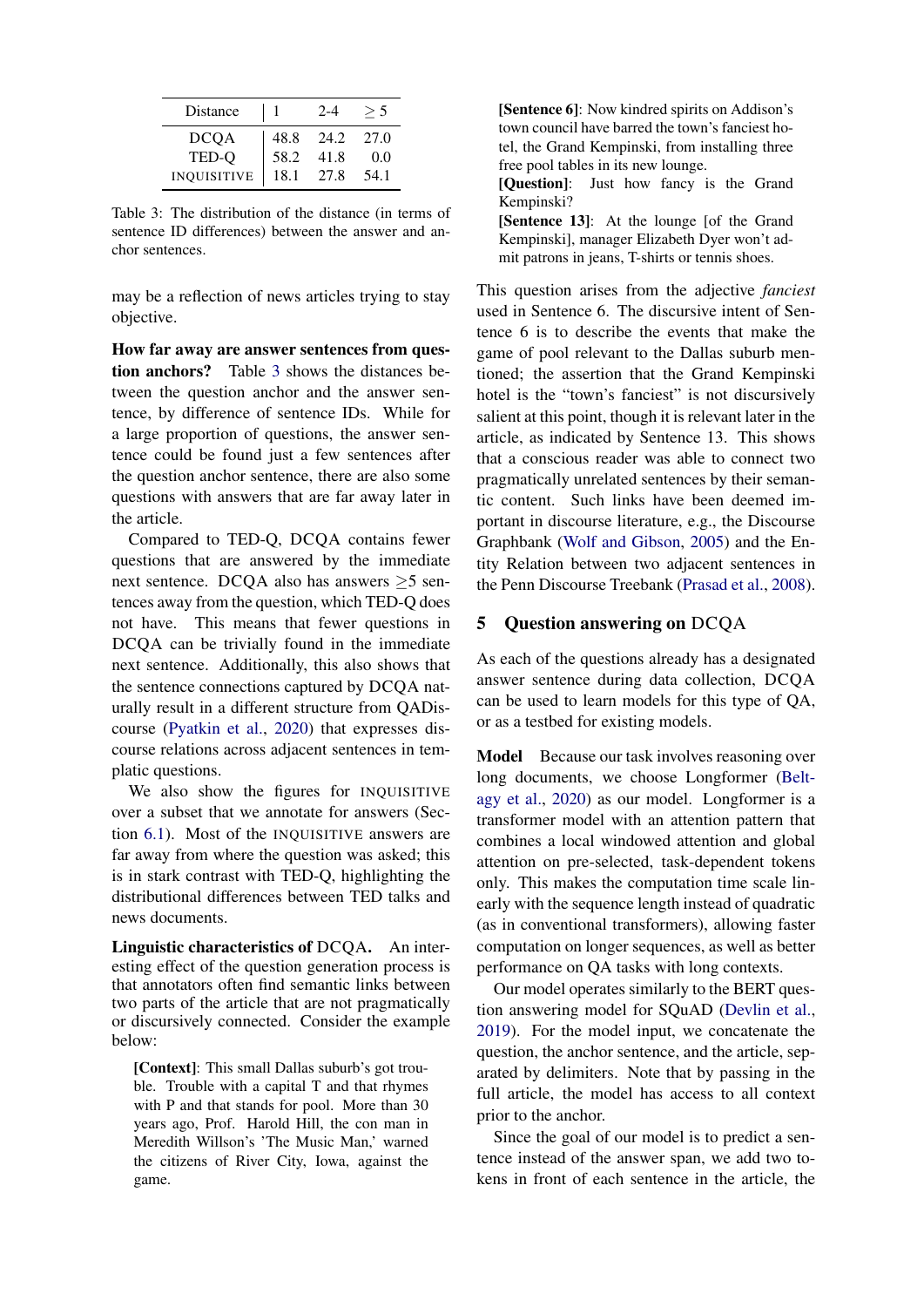| Distance | 1 | 2-4 | $\geq 5$ |
|---|---|---|---|
| DCQA | 48.8 | 24.2 | 27.0 |
| TED-Q | 58.2 | 41.8 | 0.0 |
| INQUISITIVE | 18.1 | 27.8 | 54.1 |

Table 3: The distribution of the distance (in terms of sentence ID differences) between the answer and anchor sentences.

may be a reflection of news articles trying to stay objective.

**How far away are answer sentences from question anchors?** Table 3 shows the distances between the question anchor and the answer sentence, by difference of sentence IDs. While for a large proportion of questions, the answer sentence could be found just a few sentences after the question anchor sentence, there are also some questions with answers that are far away later in the article.

Compared to TED-Q, DCQA contains fewer questions that are answered by the immediate next sentence. DCQA also has answers $\geq$5 sentences away from the question, which TED-Q does not have. This means that fewer questions in DCQA can be trivially found in the immediate next sentence. Additionally, this also shows that the sentence connections captured by DCQA naturally result in a different structure from QADiscourse (Pyatkin et al., 2020) that expresses discourse relations across adjacent sentences in templatic questions.

We also show the figures for INQUISITIVE over a subset that we annotate for answers (Section 6.1). Most of the INQUISITIVE answers are far away from where the question was asked; this is in stark contrast with TED-Q, highlighting the distributional differences between TED talks and news documents.

**Linguistic characteristics of DCQA.** An interesting effect of the question generation process is that annotators often find semantic links between two parts of the article that are not pragmatically or discursively connected. Consider the example below:

> **[Context]**: This small Dallas suburb's got trouble. Trouble with a capital T and that rhymes with P and that stands for pool. More than 30 years ago, Prof. Harold Hill, the con man in Meredith Willson's 'The Music Man,' warned the citizens of River City, Iowa, against the game.
> **[Sentence 6]**: Now kindred spirits on Addison's town council have barred the town's fanciest hotel, the Grand Kempinski, from installing three free pool tables in its new lounge.
> **[Question]**: Just how fancy is the Grand Kempinski?
> **[Sentence 13]**: At the lounge [of the Grand Kempinski], manager Elizabeth Dyer won't admit patrons in jeans, T-shirts or tennis shoes.

This question arises from the adjective *fanciest* used in Sentence 6. The discursive intent of Sentence 6 is to describe the events that make the game of pool relevant to the Dallas suburb mentioned; the assertion that the Grand Kempinski hotel is the "town's fanciest" is not discursively salient at this point, though it is relevant later in the article, as indicated by Sentence 13. This shows that a conscious reader was able to connect two pragmatically unrelated sentences by their semantic content. Such links have been deemed important in discourse literature, e.g., the Discourse Graphbank (Wolf and Gibson, 2005) and the Entity Relation between two adjacent sentences in the Penn Discourse Treebank (Prasad et al., 2008).

## 5 Question answering on DCQA

As each of the questions already has a designated answer sentence during data collection, DCQA can be used to learn models for this type of QA, or as a testbed for existing models.

**Model** Because our task involves reasoning over long documents, we choose Longformer (Beltagy et al., 2020) as our model. Longformer is a transformer model with an attention pattern that combines a local windowed attention and global attention on pre-selected, task-dependent tokens only. This makes the computation time scale linearly with the sequence length instead of quadratic (as in conventional transformers), allowing faster computation on longer sequences, as well as better performance on QA tasks with long contexts.

Our model operates similarly to the BERT question answering model for SQuAD (Devlin et al., 2019). For the model input, we concatenate the question, the anchor sentence, and the article, separated by delimiters. Note that by passing in the full article, the model has access to all context prior to the anchor.

Since the goal of our model is to predict a sentence instead of the answer span, we add two tokens in front of each sentence in the article, the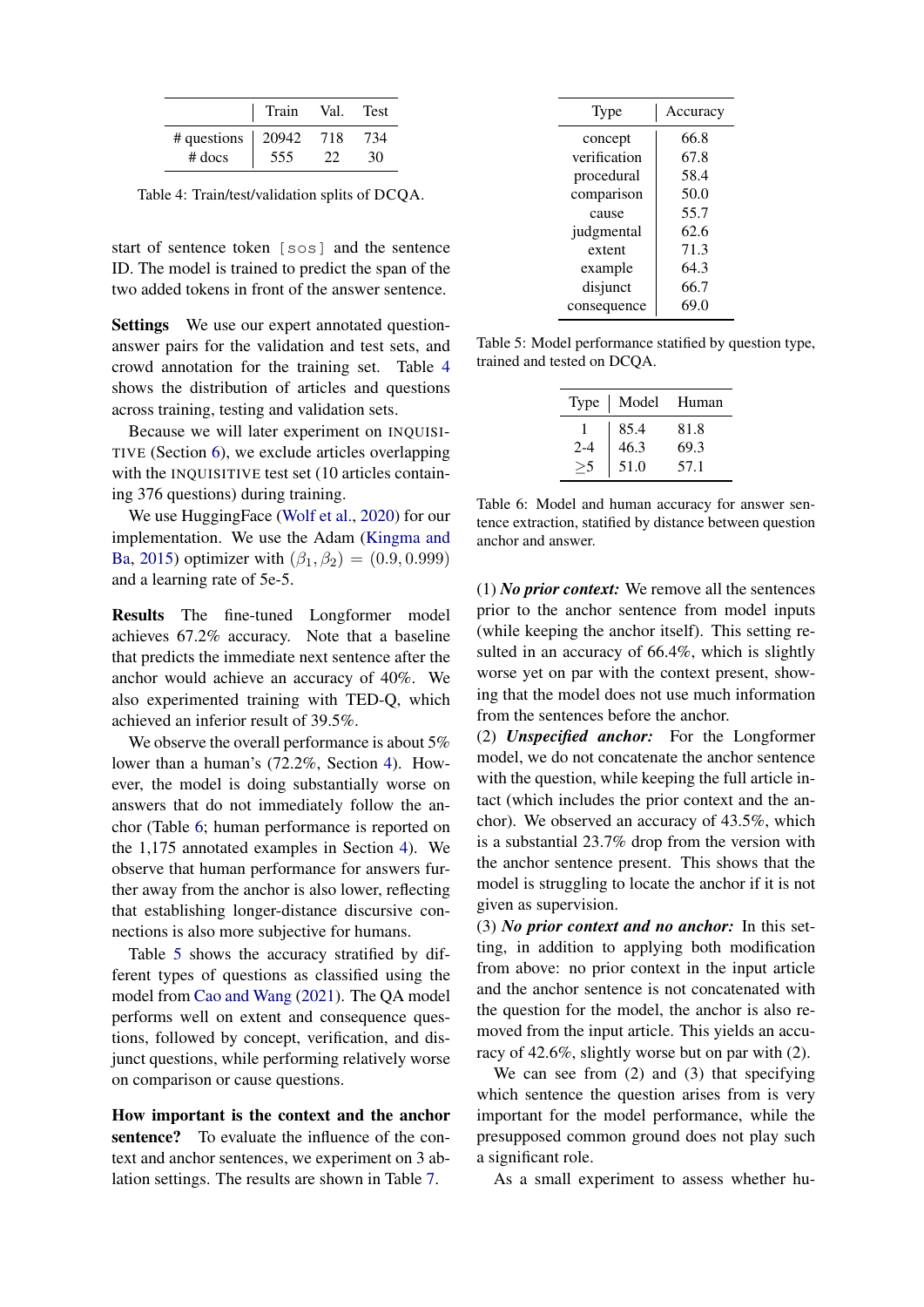|  | Train | Val. | Test |
|---|---|---|---|
| # questions | 20942 | 718 | 734 |
| # docs | 555 | 22 | 30 |

Table 4: Train/test/validation splits of DCQA.

start of sentence token `[sos]` and the sentence ID. The model is trained to predict the span of the two added tokens in front of the answer sentence.

**Settings** We use our expert annotated question-answer pairs for the validation and test sets, and crowd annotation for the training set. Table 4 shows the distribution of articles and questions across training, testing and validation sets.

Because we will later experiment on INQUISITIVE (Section 6), we exclude articles overlapping with the INQUISITIVE test set (10 articles containing 376 questions) during training.

We use HuggingFace (Wolf et al., 2020) for our implementation. We use the Adam (Kingma and Ba, 2015) optimizer with $(\beta_1, \beta_2) = (0.9, 0.999)$ and a learning rate of 5e-5.

**Results** The fine-tuned Longformer model achieves 67.2% accuracy. Note that a baseline that predicts the immediate next sentence after the anchor would achieve an accuracy of 40%. We also experimented training with TED-Q, which achieved an inferior result of 39.5%.

We observe the overall performance is about 5% lower than a human's (72.2%, Section 4). However, the model is doing substantially worse on answers that do not immediately follow the anchor (Table 6; human performance is reported on the 1,175 annotated examples in Section 4). We observe that human performance for answers further away from the anchor is also lower, reflecting that establishing longer-distance discursive connections is also more subjective for humans.

Table 5 shows the accuracy stratified by different types of questions as classified using the model from Cao and Wang (2021). The QA model performs well on extent and consequence questions, followed by concept, verification, and disjunct questions, while performing relatively worse on comparison or cause questions.

**How important is the context and the anchor sentence?** To evaluate the influence of the context and anchor sentences, we experiment on 3 ablation settings. The results are shown in Table 7.

| Type | Accuracy |
|---|---|
| concept | 66.8 |
| verification | 67.8 |
| procedural | 58.4 |
| comparison | 50.0 |
| cause | 55.7 |
| judgmental | 62.6 |
| extent | 71.3 |
| example | 64.3 |
| disjunct | 66.7 |
| consequence | 69.0 |

Table 5: Model performance statified by question type, trained and tested on DCQA.

| Type | Model | Human |
|---|---|---|
| 1 | 85.4 | 81.8 |
| 2-4 | 46.3 | 69.3 |
| $\geq$5 | 51.0 | 57.1 |

Table 6: Model and human accuracy for answer sentence extraction, statified by distance between question anchor and answer.

(1) ***No prior context:*** We remove all the sentences prior to the anchor sentence from model inputs (while keeping the anchor itself). This setting resulted in an accuracy of 66.4%, which is slightly worse yet on par with the context present, showing that the model does not use much information from the sentences before the anchor.
(2) ***Unspecified anchor:*** For the Longformer model, we do not concatenate the anchor sentence with the question, while keeping the full article intact (which includes the prior context and the anchor). We observed an accuracy of 43.5%, which is a substantial 23.7% drop from the version with the anchor sentence present. This shows that the model is struggling to locate the anchor if it is not given as supervision.
(3) ***No prior context and no anchor:*** In this setting, in addition to applying both modification from above: no prior context in the input article and the anchor sentence is not concatenated with the question for the model, the anchor is also removed from the input article. This yields an accuracy of 42.6%, slightly worse but on par with (2).

We can see from (2) and (3) that specifying which sentence the question arises from is very important for the model performance, while the presupposed common ground does not play such a significant role.

As a small experiment to assess whether hu-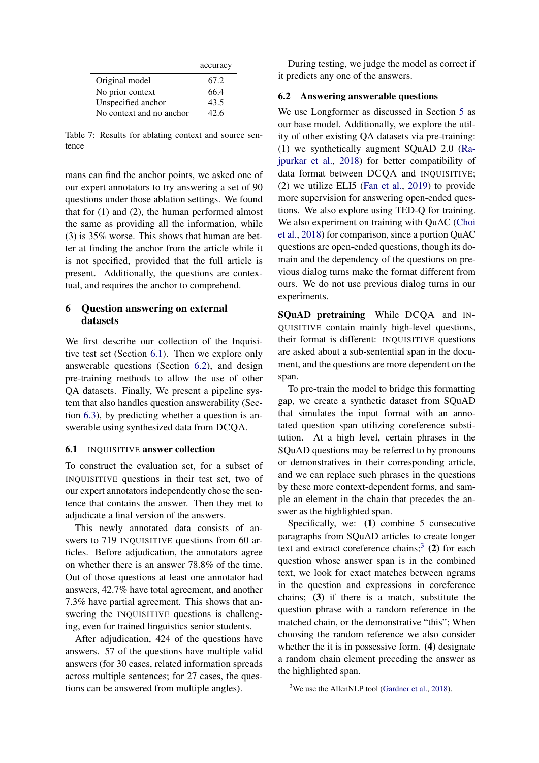|  | accuracy |
|---|---|
| Original model | 67.2 |
| No prior context | 66.4 |
| Unspecified anchor | 43.5 |
| No context and no anchor | 42.6 |

Table 7: Results for ablating context and source sentence

mans can find the anchor points, we asked one of our expert annotators to try answering a set of 90 questions under those ablation settings. We found that for (1) and (2), the human performed almost the same as providing all the information, while (3) is 35% worse. This shows that human are better at finding the anchor from the article while it is not specified, provided that the full article is present. Additionally, the questions are contextual, and requires the anchor to comprehend.

## 6 Question answering on external datasets

We first describe our collection of the Inquisitive test set (Section 6.1). Then we explore only answerable questions (Section 6.2), and design pre-training methods to allow the use of other QA datasets. Finally, We present a pipeline system that also handles question answerability (Section 6.3), by predicting whether a question is answerable using synthesized data from DCQA.

### 6.1 INQUISITIVE answer collection

To construct the evaluation set, for a subset of INQUISITIVE questions in their test set, two of our expert annotators independently chose the sentence that contains the answer. Then they met to adjudicate a final version of the answers.

This newly annotated data consists of answers to 719 INQUISITIVE questions from 60 articles. Before adjudication, the annotators agree on whether there is an answer 78.8% of the time. Out of those questions at least one annotator had answers, 42.7% have total agreement, and another 7.3% have partial agreement. This shows that answering the INQUISITIVE questions is challenging, even for trained linguistics senior students.

After adjudication, 424 of the questions have answers. 57 of the questions have multiple valid answers (for 30 cases, related information spreads across multiple sentences; for 27 cases, the questions can be answered from multiple angles).

During testing, we judge the model as correct if it predicts any one of the answers.

### 6.2 Answering answerable questions

We use Longformer as discussed in Section 5 as our base model. Additionally, we explore the utility of other existing QA datasets via pre-training: (1) we synthetically augment SQuAD 2.0 (Rajpurkar et al., 2018) for better compatibility of data format between DCQA and INQUISITIVE; (2) we utilize ELI5 (Fan et al., 2019) to provide more supervision for answering open-ended questions. We also explore using TED-Q for training. We also experiment on training with QuAC (Choi et al., 2018) for comparison, since a portion QuAC questions are open-ended questions, though its domain and the dependency of the questions on previous dialog turns make the format different from ours. We do not use previous dialog turns in our experiments.

**SQuAD pretraining** While DCQA and INQUISITIVE contain mainly high-level questions, their format is different: INQUISITIVE questions are asked about a sub-sentential span in the document, and the questions are more dependent on the span.

To pre-train the model to bridge this formatting gap, we create a synthetic dataset from SQuAD that simulates the input format with an annotated question span utilizing coreference substitution. At a high level, certain phrases in the SQuAD questions may be referred to by pronouns or demonstratives in their corresponding article, and we can replace such phrases in the questions by these more context-dependent forms, and sample an element in the chain that precedes the answer as the highlighted span.

Specifically, we: **(1)** combine 5 consecutive paragraphs from SQuAD articles to create longer text and extract coreference chains;[3] **(2)** for each question whose answer span is in the combined text, we look for exact matches between ngrams in the question and expressions in coreference chains; **(3)** if there is a match, substitute the question phrase with a random reference in the matched chain, or the demonstrative "this"; When choosing the random reference we also consider whether the it is in possessive form. **(4)** designate a random chain element preceding the answer as the highlighted span.

[3] We use the AllenNLP tool (Gardner et al., 2018).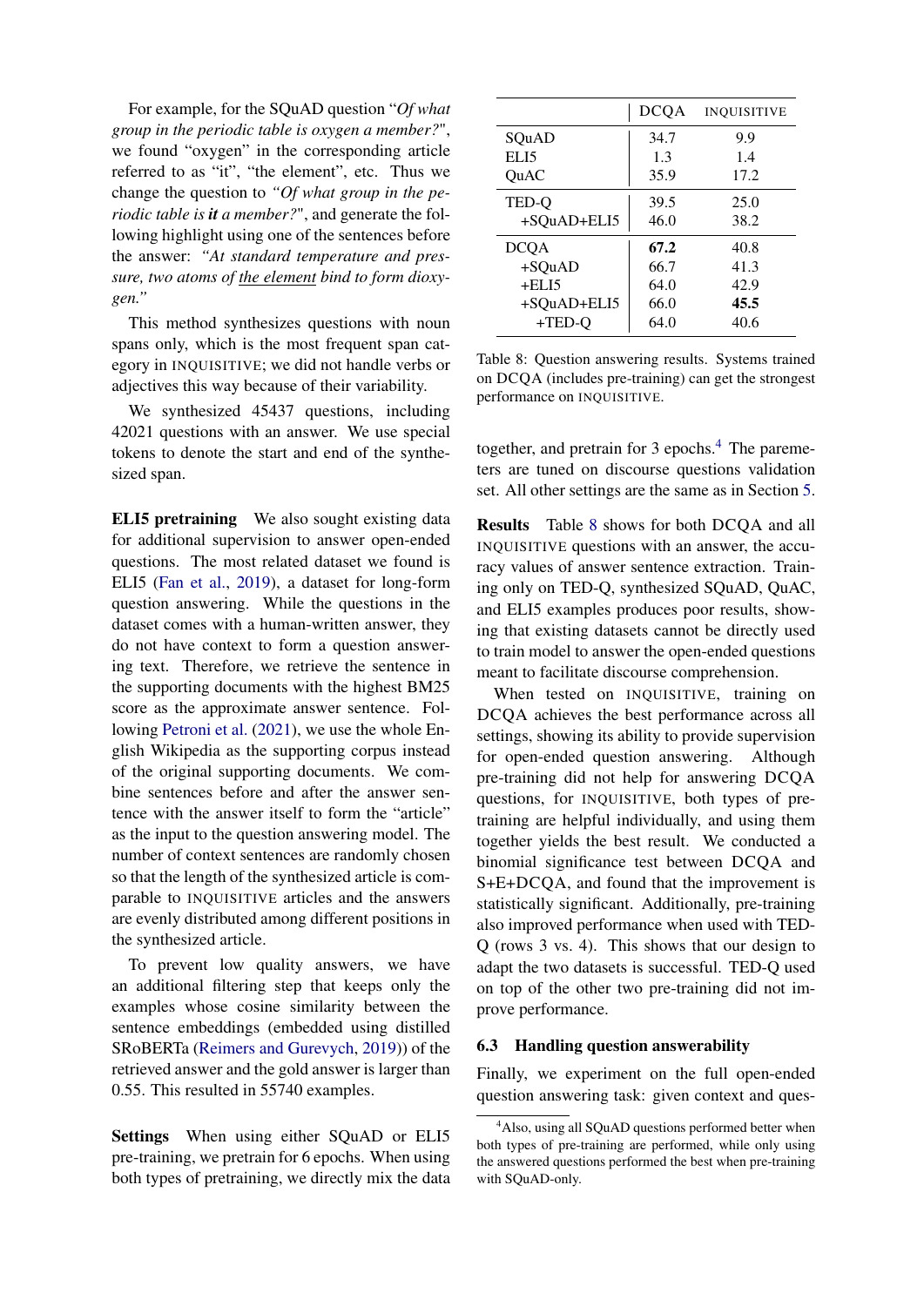For example, for the SQuAD question "*Of what group in the periodic table is oxygen a member?*", we found "oxygen" in the corresponding article referred to as "it", "the element", etc. Thus we change the question to *"Of what group in the periodic table is **it** a member?*", and generate the following highlight using one of the sentences before the answer: *"At standard temperature and pressure, two atoms of* <u>*the element*</u> *bind to form dioxygen."*

This method synthesizes questions with noun spans only, which is the most frequent span category in INQUISITIVE; we did not handle verbs or adjectives this way because of their variability.

We synthesized 45437 questions, including 42021 questions with an answer. We use special tokens to denote the start and end of the synthesized span.

**ELI5 pretraining** We also sought existing data for additional supervision to answer open-ended questions. The most related dataset we found is ELI5 (Fan et al., 2019), a dataset for long-form question answering. While the questions in the dataset comes with a human-written answer, they do not have context to form a question answering text. Therefore, we retrieve the sentence in the supporting documents with the highest BM25 score as the approximate answer sentence. Following Petroni et al. (2021), we use the whole English Wikipedia as the supporting corpus instead of the original supporting documents. We combine sentences before and after the answer sentence with the answer itself to form the "article" as the input to the question answering model. The number of context sentences are randomly chosen so that the length of the synthesized article is comparable to INQUISITIVE articles and the answers are evenly distributed among different positions in the synthesized article.

To prevent low quality answers, we have an additional filtering step that keeps only the examples whose cosine similarity between the sentence embeddings (embedded using distilled SRoBERTa (Reimers and Gurevych, 2019)) of the retrieved answer and the gold answer is larger than 0.55. This resulted in 55740 examples.

**Settings** When using either SQuAD or ELI5 pre-training, we pretrain for 6 epochs. When using both types of pretraining, we directly mix the data together, and pretrain for 3 epochs.[4] The paremeters are tuned on discourse questions validation set. All other settings are the same as in Section 5.

| | DCQA | INQUISITIVE |
|---|---|---|
| SQuAD | 34.7 | 9.9 |
| ELI5 | 1.3 | 1.4 |
| QuAC | 35.9 | 17.2 |
| TED-Q | 39.5 | 25.0 |
| +SQuAD+ELI5 | 46.0 | 38.2 |
| DCQA | **67.2** | 40.8 |
| +SQuAD | 66.7 | 41.3 |
| +ELI5 | 64.0 | 42.9 |
| +SQuAD+ELI5 | 66.0 | **45.5** |
| +TED-Q | 64.0 | 40.6 |

Table 8: Question answering results. Systems trained on DCQA (includes pre-training) can get the strongest performance on INQUISITIVE.

**Results** Table 8 shows for both DCQA and all INQUISITIVE questions with an answer, the accuracy values of answer sentence extraction. Training only on TED-Q, synthesized SQuAD, QuAC, and ELI5 examples produces poor results, showing that existing datasets cannot be directly used to train model to answer the open-ended questions meant to facilitate discourse comprehension.

When tested on INQUISITIVE, training on DCQA achieves the best performance across all settings, showing its ability to provide supervision for open-ended question answering. Although pre-training did not help for answering DCQA questions, for INQUISITIVE, both types of pre-training are helpful individually, and using them together yields the best result. We conducted a binomial significance test between DCQA and S+E+DCQA, and found that the improvement is statistically significant. Additionally, pre-training also improved performance when used with TED-Q (rows 3 vs. 4). This shows that our design to adapt the two datasets is successful. TED-Q used on top of the other two pre-training did not improve performance.

### 6.3 Handling question answerability

Finally, we experiment on the full open-ended question answering task: given context and ques-

[4] Also, using all SQuAD questions performed better when both types of pre-training are performed, while only using the answered questions performed the best when pre-training with SQuAD-only.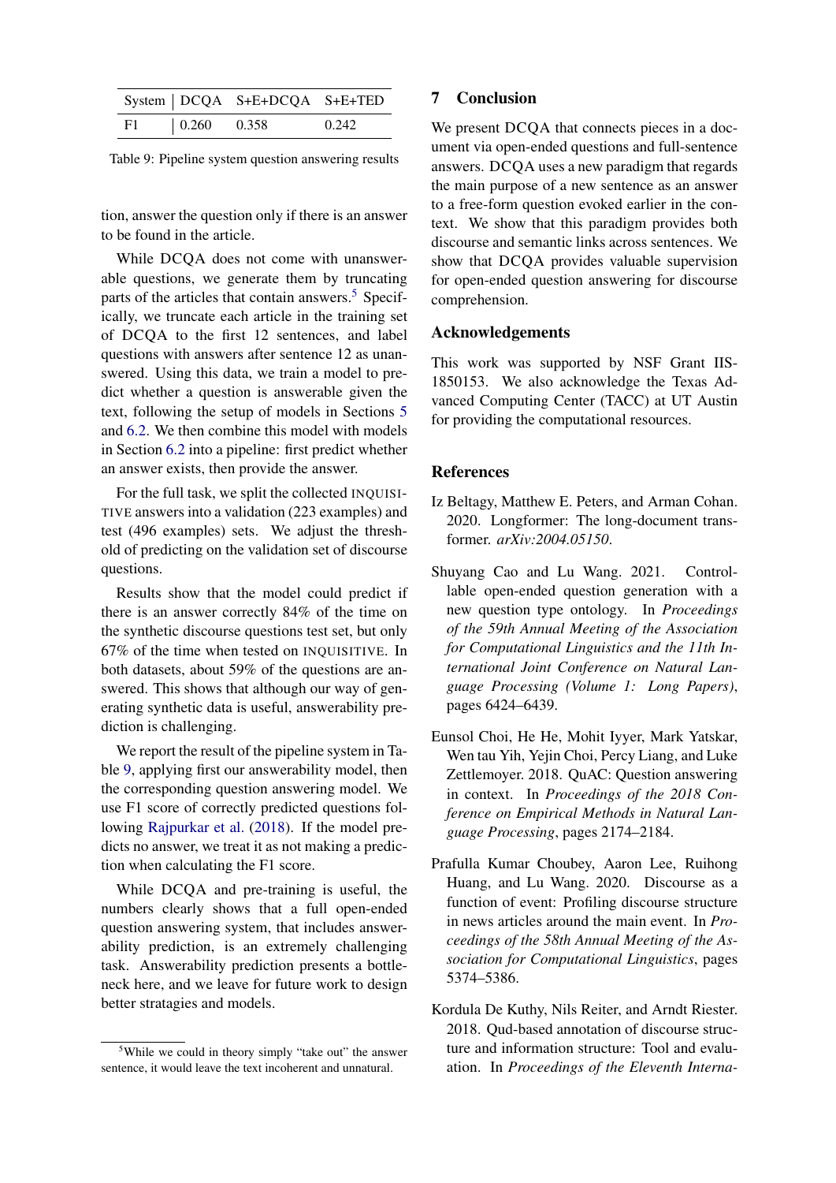| System | DCQA | S+E+DCQA | S+E+TED |
|---|---|---|---|
| F1 | 0.260 | 0.358 | 0.242 |

Table 9: Pipeline system question answering results

tion, answer the question only if there is an answer to be found in the article.

While DCQA does not come with unanswerable questions, we generate them by truncating parts of the articles that contain answers.[5] Specifically, we truncate each article in the training set of DCQA to the first 12 sentences, and label questions with answers after sentence 12 as unanswered. Using this data, we train a model to predict whether a question is answerable given the text, following the setup of models in Sections 5 and 6.2. We then combine this model with models in Section 6.2 into a pipeline: first predict whether an answer exists, then provide the answer.

For the full task, we split the collected INQUISITIVE answers into a validation (223 examples) and test (496 examples) sets. We adjust the threshold of predicting on the validation set of discourse questions.

Results show that the model could predict if there is an answer correctly 84% of the time on the synthetic discourse questions test set, but only 67% of the time when tested on INQUISITIVE. In both datasets, about 59% of the questions are answered. This shows that although our way of generating synthetic data is useful, answerability prediction is challenging.

We report the result of the pipeline system in Table 9, applying first our answerability model, then the corresponding question answering model. We use F1 score of correctly predicted questions following Rajpurkar et al. (2018). If the model predicts no answer, we treat it as not making a prediction when calculating the F1 score.

While DCQA and pre-training is useful, the numbers clearly shows that a full open-ended question answering system, that includes answerability prediction, is an extremely challenging task. Answerability prediction presents a bottleneck here, and we leave for future work to design better stratagies and models.

[5]While we could in theory simply "take out" the answer sentence, it would leave the text incoherent and unnatural.

## 7 Conclusion

We present DCQA that connects pieces in a document via open-ended questions and full-sentence answers. DCQA uses a new paradigm that regards the main purpose of a new sentence as an answer to a free-form question evoked earlier in the context. We show that this paradigm provides both discourse and semantic links across sentences. We show that DCQA provides valuable supervision for open-ended question answering for discourse comprehension.

## Acknowledgements

This work was supported by NSF Grant IIS-1850153. We also acknowledge the Texas Advanced Computing Center (TACC) at UT Austin for providing the computational resources.

## References

Iz Beltagy, Matthew E. Peters, and Arman Cohan. 2020. Longformer: The long-document transformer. *arXiv:2004.05150*.

Shuyang Cao and Lu Wang. 2021. Controllable open-ended question generation with a new question type ontology. In *Proceedings of the 59th Annual Meeting of the Association for Computational Linguistics and the 11th International Joint Conference on Natural Language Processing (Volume 1: Long Papers)*, pages 6424–6439.

Eunsol Choi, He He, Mohit Iyyer, Mark Yatskar, Wen tau Yih, Yejin Choi, Percy Liang, and Luke Zettlemoyer. 2018. QuAC: Question answering in context. In *Proceedings of the 2018 Conference on Empirical Methods in Natural Language Processing*, pages 2174–2184.

Prafulla Kumar Choubey, Aaron Lee, Ruihong Huang, and Lu Wang. 2020. Discourse as a function of event: Profiling discourse structure in news articles around the main event. In *Proceedings of the 58th Annual Meeting of the Association for Computational Linguistics*, pages 5374–5386.

Kordula De Kuthy, Nils Reiter, and Arndt Riester. 2018. Qud-based annotation of discourse structure and information structure: Tool and evaluation. In *Proceedings of the Eleventh Interna-*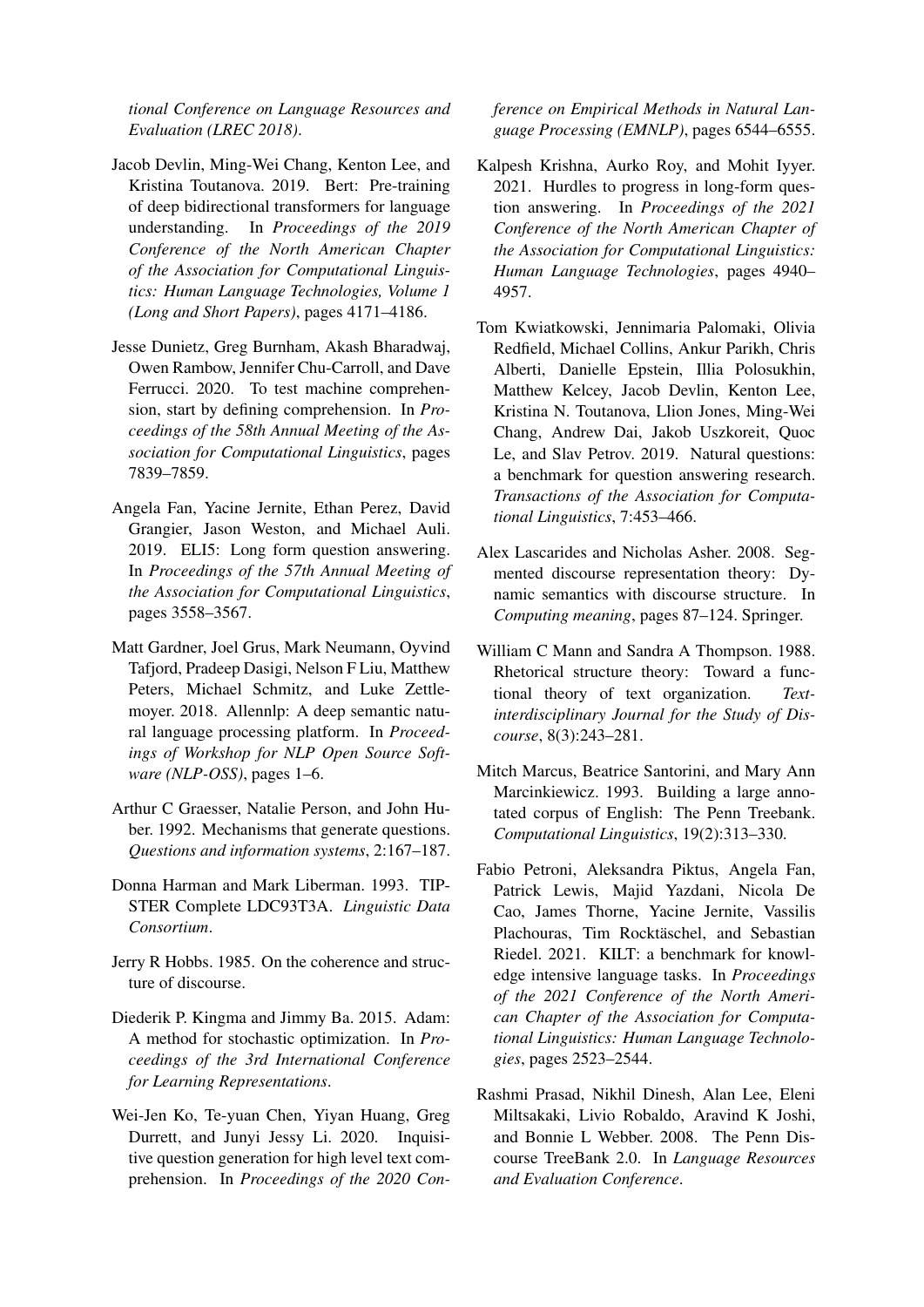*tional Conference on Language Resources and Evaluation (LREC 2018)*.

Jacob Devlin, Ming-Wei Chang, Kenton Lee, and Kristina Toutanova. 2019. Bert: Pre-training of deep bidirectional transformers for language understanding. In *Proceedings of the 2019 Conference of the North American Chapter of the Association for Computational Linguistics: Human Language Technologies, Volume 1 (Long and Short Papers)*, pages 4171–4186.

Jesse Dunietz, Greg Burnham, Akash Bharadwaj, Owen Rambow, Jennifer Chu-Carroll, and Dave Ferrucci. 2020. To test machine comprehension, start by defining comprehension. In *Proceedings of the 58th Annual Meeting of the Association for Computational Linguistics*, pages 7839–7859.

Angela Fan, Yacine Jernite, Ethan Perez, David Grangier, Jason Weston, and Michael Auli. 2019. ELI5: Long form question answering. In *Proceedings of the 57th Annual Meeting of the Association for Computational Linguistics*, pages 3558–3567.

Matt Gardner, Joel Grus, Mark Neumann, Oyvind Tafjord, Pradeep Dasigi, Nelson F Liu, Matthew Peters, Michael Schmitz, and Luke Zettlemoyer. 2018. Allennlp: A deep semantic natural language processing platform. In *Proceedings of Workshop for NLP Open Source Software (NLP-OSS)*, pages 1–6.

Arthur C Graesser, Natalie Person, and John Huber. 1992. Mechanisms that generate questions. *Questions and information systems*, 2:167–187.

Donna Harman and Mark Liberman. 1993. TIPSTER Complete LDC93T3A. *Linguistic Data Consortium*.

Jerry R Hobbs. 1985. On the coherence and structure of discourse.

Diederik P. Kingma and Jimmy Ba. 2015. Adam: A method for stochastic optimization. In *Proceedings of the 3rd International Conference for Learning Representations*.

Wei-Jen Ko, Te-yuan Chen, Yiyan Huang, Greg Durrett, and Junyi Jessy Li. 2020. Inquisitive question generation for high level text comprehension. In *Proceedings of the 2020 Conference on Empirical Methods in Natural Language Processing (EMNLP)*, pages 6544–6555.

Kalpesh Krishna, Aurko Roy, and Mohit Iyyer. 2021. Hurdles to progress in long-form question answering. In *Proceedings of the 2021 Conference of the North American Chapter of the Association for Computational Linguistics: Human Language Technologies*, pages 4940–4957.

Tom Kwiatkowski, Jennimaria Palomaki, Olivia Redfield, Michael Collins, Ankur Parikh, Chris Alberti, Danielle Epstein, Illia Polosukhin, Matthew Kelcey, Jacob Devlin, Kenton Lee, Kristina N. Toutanova, Llion Jones, Ming-Wei Chang, Andrew Dai, Jakob Uszkoreit, Quoc Le, and Slav Petrov. 2019. Natural questions: a benchmark for question answering research. *Transactions of the Association for Computational Linguistics*, 7:453–466.

Alex Lascarides and Nicholas Asher. 2008. Segmented discourse representation theory: Dynamic semantics with discourse structure. In *Computing meaning*, pages 87–124. Springer.

William C Mann and Sandra A Thompson. 1988. Rhetorical structure theory: Toward a functional theory of text organization. *Text-interdisciplinary Journal for the Study of Discourse*, 8(3):243–281.

Mitch Marcus, Beatrice Santorini, and Mary Ann Marcinkiewicz. 1993. Building a large annotated corpus of English: The Penn Treebank. *Computational Linguistics*, 19(2):313–330.

Fabio Petroni, Aleksandra Piktus, Angela Fan, Patrick Lewis, Majid Yazdani, Nicola De Cao, James Thorne, Yacine Jernite, Vassilis Plachouras, Tim Rocktäschel, and Sebastian Riedel. 2021. KILT: a benchmark for knowledge intensive language tasks. In *Proceedings of the 2021 Conference of the North American Chapter of the Association for Computational Linguistics: Human Language Technologies*, pages 2523–2544.

Rashmi Prasad, Nikhil Dinesh, Alan Lee, Eleni Miltsakaki, Livio Robaldo, Aravind K Joshi, and Bonnie L Webber. 2008. The Penn Discourse TreeBank 2.0. In *Language Resources and Evaluation Conference*.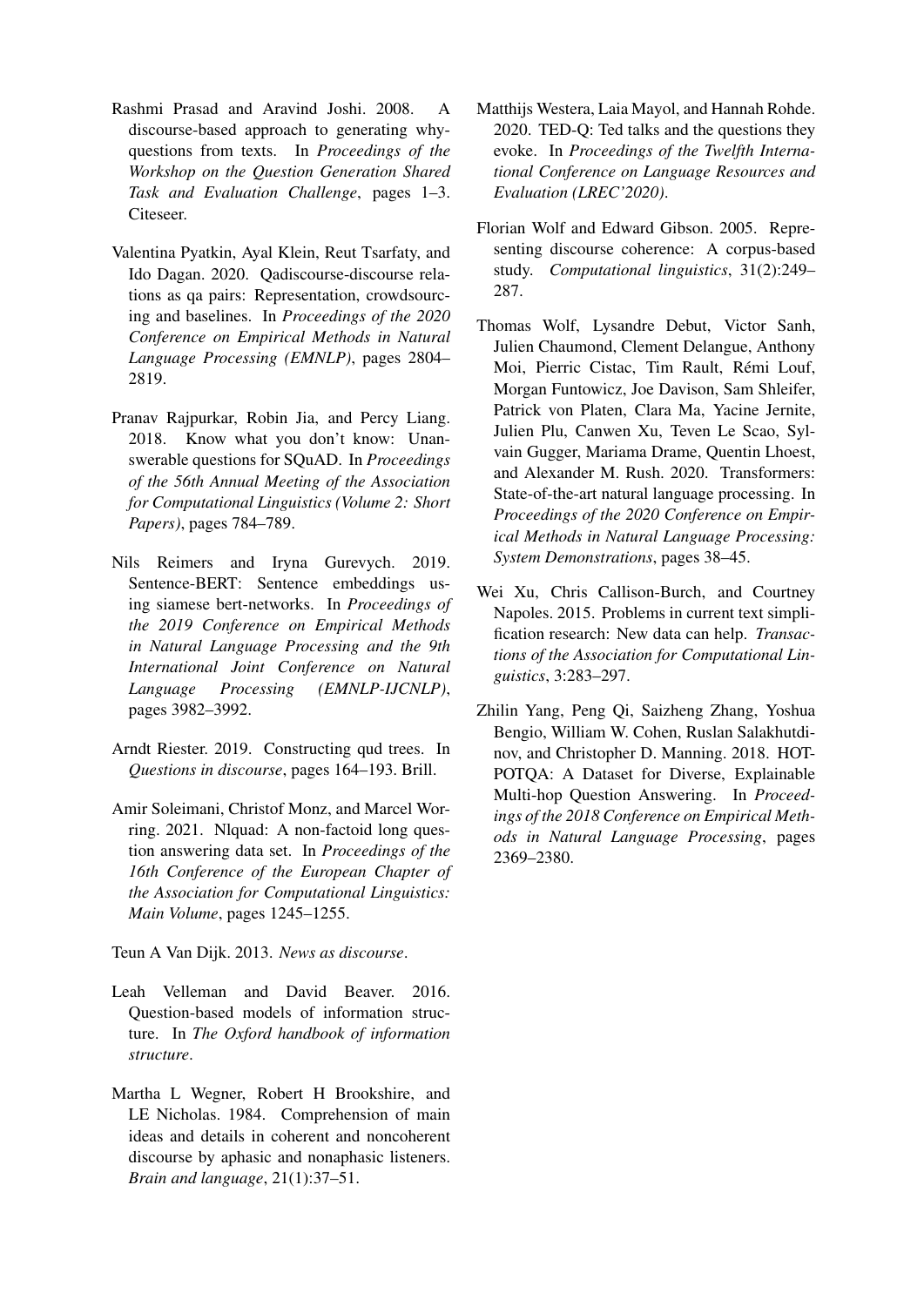Rashmi Prasad and Aravind Joshi. 2008. A discourse-based approach to generating why-questions from texts. In *Proceedings of the Workshop on the Question Generation Shared Task and Evaluation Challenge*, pages 1–3. Citeseer.

Valentina Pyatkin, Ayal Klein, Reut Tsarfaty, and Ido Dagan. 2020. Qadiscourse-discourse relations as qa pairs: Representation, crowdsourcing and baselines. In *Proceedings of the 2020 Conference on Empirical Methods in Natural Language Processing (EMNLP)*, pages 2804–2819.

Pranav Rajpurkar, Robin Jia, and Percy Liang. 2018. Know what you don't know: Unanswerable questions for SQuAD. In *Proceedings of the 56th Annual Meeting of the Association for Computational Linguistics (Volume 2: Short Papers)*, pages 784–789.

Nils Reimers and Iryna Gurevych. 2019. Sentence-BERT: Sentence embeddings using siamese bert-networks. In *Proceedings of the 2019 Conference on Empirical Methods in Natural Language Processing and the 9th International Joint Conference on Natural Language Processing (EMNLP-IJCNLP)*, pages 3982–3992.

Arndt Riester. 2019. Constructing qud trees. In *Questions in discourse*, pages 164–193. Brill.

Amir Soleimani, Christof Monz, and Marcel Worring. 2021. Nlquad: A non-factoid long question answering data set. In *Proceedings of the 16th Conference of the European Chapter of the Association for Computational Linguistics: Main Volume*, pages 1245–1255.

Teun A Van Dijk. 2013. *News as discourse*.

Leah Velleman and David Beaver. 2016. Question-based models of information structure. In *The Oxford handbook of information structure*.

Martha L Wegner, Robert H Brookshire, and LE Nicholas. 1984. Comprehension of main ideas and details in coherent and noncoherent discourse by aphasic and nonaphasic listeners. *Brain and language*, 21(1):37–51.

Matthijs Westera, Laia Mayol, and Hannah Rohde. 2020. TED-Q: Ted talks and the questions they evoke. In *Proceedings of the Twelfth International Conference on Language Resources and Evaluation (LREC'2020)*.

Florian Wolf and Edward Gibson. 2005. Representing discourse coherence: A corpus-based study. *Computational linguistics*, 31(2):249–287.

Thomas Wolf, Lysandre Debut, Victor Sanh, Julien Chaumond, Clement Delangue, Anthony Moi, Pierric Cistac, Tim Rault, Rémi Louf, Morgan Funtowicz, Joe Davison, Sam Shleifer, Patrick von Platen, Clara Ma, Yacine Jernite, Julien Plu, Canwen Xu, Teven Le Scao, Sylvain Gugger, Mariama Drame, Quentin Lhoest, and Alexander M. Rush. 2020. Transformers: State-of-the-art natural language processing. In *Proceedings of the 2020 Conference on Empirical Methods in Natural Language Processing: System Demonstrations*, pages 38–45.

Wei Xu, Chris Callison-Burch, and Courtney Napoles. 2015. Problems in current text simplification research: New data can help. *Transactions of the Association for Computational Linguistics*, 3:283–297.

Zhilin Yang, Peng Qi, Saizheng Zhang, Yoshua Bengio, William W. Cohen, Ruslan Salakhutdinov, and Christopher D. Manning. 2018. HOTPOTQA: A Dataset for Diverse, Explainable Multi-hop Question Answering. In *Proceedings of the 2018 Conference on Empirical Methods in Natural Language Processing*, pages 2369–2380.